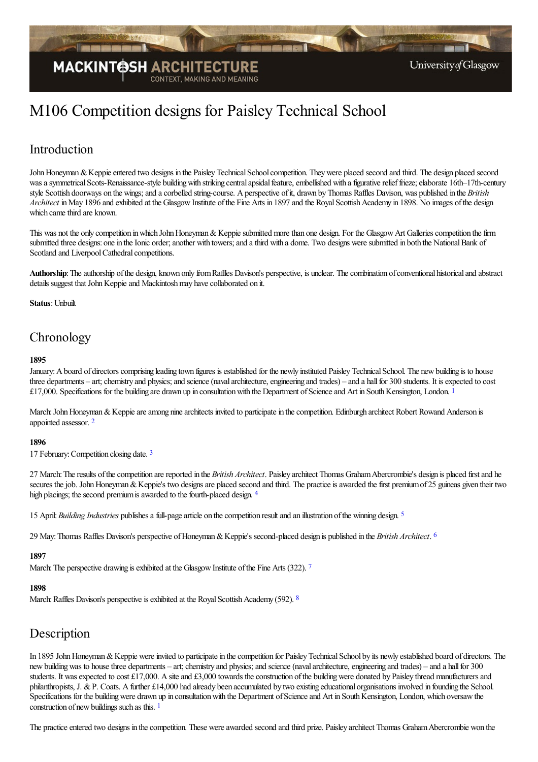# M106 Competition designs for Paisley Technical School

## Introduction

John Honeyman & Keppie entered two designs in the Paisley Technical School competition. They were placed second and third. The design placed second was a symmetrical Scots-Renaissance-style building with striking central apsidal feature, embellished with a figurative relief frieze; elaborate 16th–17th-century style Scottish doorways on the wings; and a corbelled string-course. A perspective of it, drawn by Thomas Raffles Davison, was published in the *British Architect* in May 1896 and exhibited at the Glasgow Institute of the Fine Arts in 1897 and the Royal Scottish Academy in 1898. No images of the design which came third are known.

This was not the only competition in which John Honeyman & Keppie submitted more than one design. For the Glasgow Art Galleries competition the firm submitted three designs: one in the Ionic order; another with towers; and a third with a dome. Two designs were submitted in both the National Bank of Scotland and Liverpool Cathedral competitions.

**Authorship**: The authorship of the design, known only from Raffles Davison's perspective, is unclear. The combination of conventional historical and abstract details suggest that John Keppie and Mackintosh may have collaborated on it.

**Status**: Unbuilt

## Chronology

**1895**

January: A board of directors comprising leading town figures is established for the newly instituted Paisley Technical School. The new building is to house three departments – art; chemistry and physics; and science (naval architecture, engineering and trades) – and a hall for 300 students. It is expected to cost £17,000. Specifications for the building are drawn up in consultation with the Department of Science and Art in South Kensington, London. [1]

March: John Honeyman & Keppie are among nine architects invited to participate in the competition. Edinburgh architect Robert Rowand Anderson is appointed assessor. [2]

**1896**

17 February: Competition closing date. [3]

27 March: The results of the competition are reported in the *British Architect*. Paisley architect Thomas Graham Abercrombie's design is placed first and he secures the job. John Honeyman & Keppie's two designs are placed second and third. The practice is awarded the first premium of 25 guineas given their two high placings; the second premium is awarded to the fourth-placed design. [4]

15 April: *Building Industries* publishes a full-page article on the competition result and an illustration of the winning design. [5]

29 May: Thomas Raffles Davison's perspective of Honeyman & Keppie's second-placed design is published in the *British Architect*. [6]

**1897**

March: The perspective drawing is exhibited at the Glasgow Institute of the Fine Arts (322). [7]

**1898**

March: Raffles Davison's perspective is exhibited at the Royal Scottish Academy (592). [8]

## Description

In 1895 John Honeyman & Keppie were invited to participate in the competition for Paisley Technical School by its newly established board of directors. The new building was to house three departments – art; chemistry and physics; and science (naval architecture, engineering and trades) – and a hall for 300 students. It was expected to cost £17,000. A site and £3,000 towards the construction of the building were donated by Paisley thread manufacturers and philanthropists, J. & P. Coats. A further £14,000 had already been accumulated by two existing educational organisations involved in founding the School. Specifications for the building were drawn up in consultation with the Department of Science and Art in South Kensington, London, which oversaw the construction of new buildings such as this. [1]

The practice entered two designs in the competition. These were awarded second and third prize. Paisley architect Thomas Graham Abercrombie won the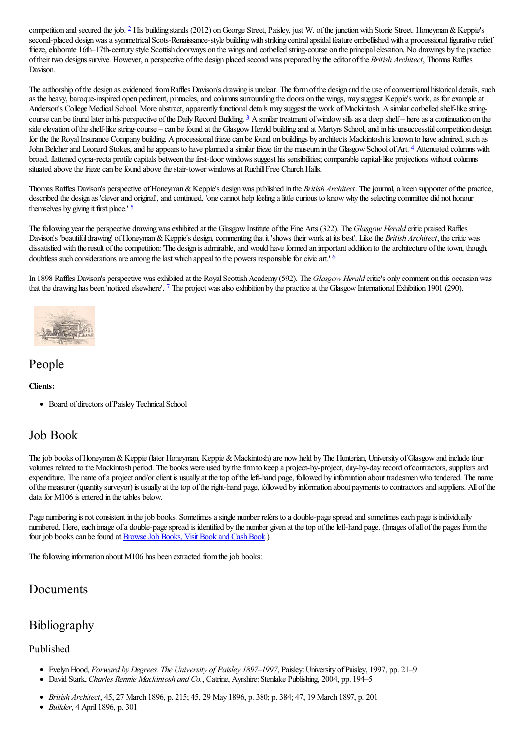competition and secured the job. [2] His building stands (2012) on George Street, Paisley, just W. of the junction with Storie Street. Honeyman & Keppie's second-placed design was a symmetrical Scots-Renaissance-style building with striking central apsidal feature embellished with a processional figurative relief frieze, elaborate 16th–17th-century style Scottish doorways on the wings and corbelled string-course on the principal elevation. No drawings by the practice of their two designs survive. However, a perspective of the design placed second was prepared by the editor of the *British Architect*, Thomas Raffles Davison.

The authorship of the design as evidenced from Raffles Davison's drawing is unclear. The form of the design and the use of conventional historical details, such as the heavy, baroque-inspired open pediment, pinnacles, and columns surrounding the doors on the wings, may suggest Keppie's work, as for example at Anderson's College Medical School. More abstract, apparently functional details may suggest the work of Mackintosh. A similar corbelled shelf-like string-course can be found later in his perspective of the Daily Record Building. [3] A similar treatment of window sills as a deep shelf – here as a continuation on the side elevation of the shelf-like string-course – can be found at the Glasgow Herald building and at Martyrs School, and in his unsuccessful competition design for the the Royal Insurance Company building. A processional frieze can be found on buildings by architects Mackintosh is known to have admired, such as John Belcher and Leonard Stokes, and he appears to have planned a similar frieze for the museum in the Glasgow School of Art. [4] Attenuated columns with broad, flattened cyma-recta profile capitals between the first-floor windows suggest his sensibilities; comparable capital-like projections without columns situated above the frieze can be found above the stair-tower windows at Ruchill Free Church Halls.

Thomas Raffles Davison's perspective of Honeyman & Keppie's design was published in the *British Architect*. The journal, a keen supporter of the practice, described the design as 'clever and original', and continued, 'one cannot help feeling a little curious to know why the selecting committee did not honour themselves by giving it first place.' [5]

The following year the perspective drawing was exhibited at the Glasgow Institute of the Fine Arts (322). The *Glasgow Herald* critic praised Raffles Davison's 'beautiful drawing' of Honeyman & Keppie's design, commenting that it 'shows their work at its best'. Like the *British Architect*, the critic was dissatisfied with the result of the competition: 'The design is admirable, and would have formed an important addition to the architecture of the town, though, doubtless such considerations are among the last which appeal to the powers responsible for civic art.' [6]

In 1898 Raffles Davison's perspective was exhibited at the Royal Scottish Academy (592). The *Glasgow Herald* critic's only comment on this occasion was that the drawing has been 'noticed elsewhere'. [7] The project was also exhibition by the practice at the Glasgow International Exhibition 1901 (290).

## People

**Clients:**

- Board of directors of Paisley Technical School

## Job Book

The job books of Honeyman & Keppie (later Honeyman, Keppie & Mackintosh) are now held by The Hunterian, University of Glasgow and include four volumes related to the Mackintosh period. The books were used by the firm to keep a project-by-project, day-by-day record of contractors, suppliers and expenditure. The name of a project and/or client is usually at the top of the left-hand page, followed by information about tradesmen who tendered. The name of the measurer (quantity surveyor) is usually at the top of the right-hand page, followed by information about payments to contractors and suppliers. All of the data for M106 is entered in the tables below.

Page numbering is not consistent in the job books. Sometimes a single number refers to a double-page spread and sometimes each page is individually numbered. Here, each image of a double-page spread is identified by the number given at the top of the left-hand page. (Images of all of the pages from the four job books can be found at Browse Job Books, Visit Book and Cash Book.)

The following information about M106 has been extracted from the job books:

## Documents

## Bibliography

### Published

- Evelyn Hood, *Forward by Degrees. The University of Paisley 1897–1997*, Paisley: University of Paisley, 1997, pp. 21–9
- David Stark, *Charles Rennie Mackintosh and Co.*, Catrine, Ayrshire: Stenlake Publishing, 2004, pp. 194–5

- *British Architect*, 45, 27 March 1896, p. 215; 45, 29 May 1896, p. 380; p. 384; 47, 19 March 1897, p. 201
- *Builder*, 4 April 1896, p. 301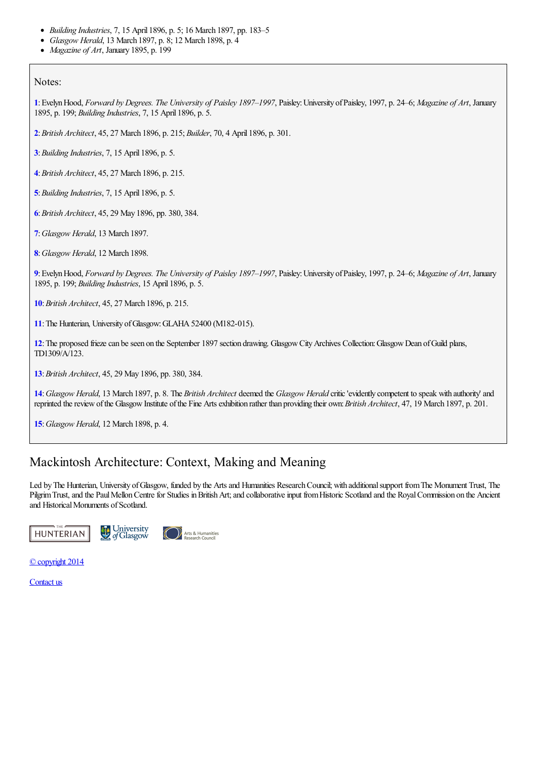- *Building Industries*, 7, 15 April 1896, p. 5; 16 March 1897, pp. 183–5
- *Glasgow Herald*, 13 March 1897, p. 8; 12 March 1898, p. 4
- *Magazine of Art*, January 1895, p. 199

## Notes:

1: Evelyn Hood, *Forward by Degrees. The University of Paisley 1897–1997*, Paisley: University of Paisley, 1997, p. 24–6; *Magazine of Art*, January 1895, p. 199; *Building Industries*, 7, 15 April 1896, p. 5.

2: *British Architect*, 45, 27 March 1896, p. 215; *Builder*, 70, 4 April 1896, p. 301.

3: *Building Industries*, 7, 15 April 1896, p. 5.

4: *British Architect*, 45, 27 March 1896, p. 215.

5: *Building Industries*, 7, 15 April 1896, p. 5.

6: *British Architect*, 45, 29 May 1896, pp. 380, 384.

7: *Glasgow Herald*, 13 March 1897.

8: *Glasgow Herald*, 12 March 1898.

9: Evelyn Hood, *Forward by Degrees. The University of Paisley 1897–1997*, Paisley: University of Paisley, 1997, p. 24–6; *Magazine of Art*, January 1895, p. 199; *Building Industries*, 15 April 1896, p. 5.

10: *British Architect*, 45, 27 March 1896, p. 215.

11: The Hunterian, University of Glasgow: GLAHA 52400 (M182-015).

12: The proposed frieze can be seen on the September 1897 section drawing. Glasgow City Archives Collection: Glasgow Dean of Guild plans, TD1309/A/123.

13: *British Architect*, 45, 29 May 1896, pp. 380, 384.

14: *Glasgow Herald*, 13 March 1897, p. 8. The *British Architect* deemed the *Glasgow Herald* critic 'evidently competent to speak with authority' and reprinted the review of the Glasgow Institute of the Fine Arts exhibition rather than providing their own: *British Architect*, 47, 19 March 1897, p. 201.

15: *Glasgow Herald*, 12 March 1898, p. 4.

## Mackintosh Architecture: Context, Making and Meaning

Led by The Hunterian, University of Glasgow, funded by the Arts and Humanities Research Council; with additional support from The Monument Trust, The Pilgrim Trust, and the Paul Mellon Centre for Studies in British Art; and collaborative input from Historic Scotland and the Royal Commission on the Ancient and Historical Monuments of Scotland.

THE HUNTERIAN University of Glasgow Arts & Humanities Research Council

© copyright 2014

Contact us